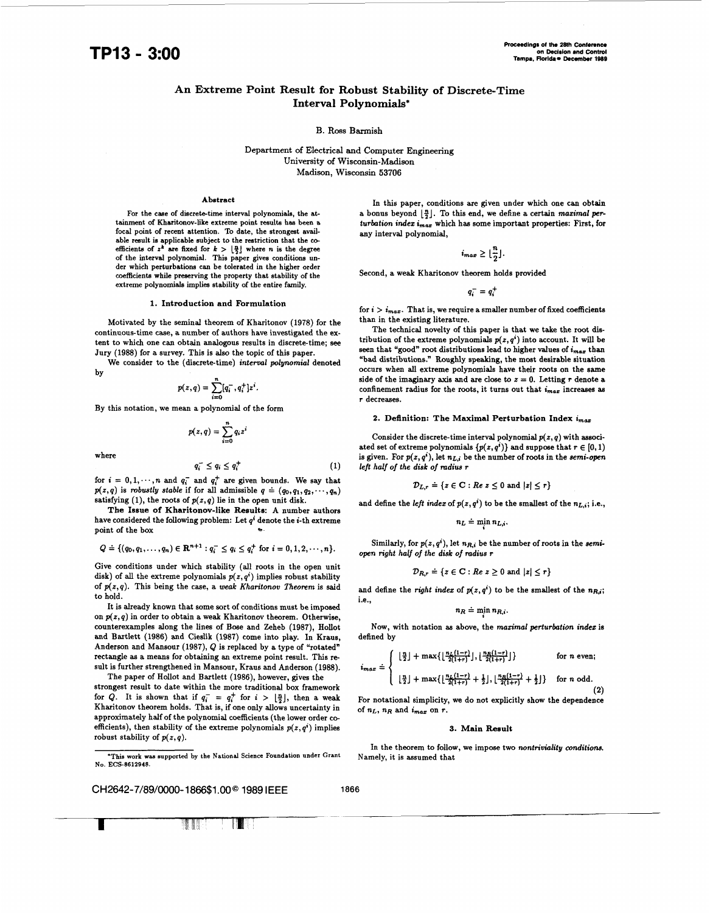# An Extreme Point Result for Robust Stability of Discrete-Time Interval Polynomials*

B. Ross Barmish

Department of Electrical and Computer Engineering
University of Wisconsin-Madison
Madison, Wisconsin 53706

### Abstract

For the case of discrete-time interval polynomials, the attainment of Kharitonov-like extreme point results has been a focal point of recent attention. To date, the strongest available result is applicable subject to the restriction that the coefficients of $z^k$ are fixed for $k > \lfloor \frac{n}{2} \rfloor$ where $n$ is the degree of the interval polynomial. This paper gives conditions under which perturbations can be tolerated in the higher order coefficients while preserving the property that stability of the extreme polynomials implies stability of the entire family.

## 1. Introduction and Formulation

Motivated by the seminal theorem of Kharitonov (1978) for the continuous-time case, a number of authors have investigated the extent to which one can obtain analogous results in discrete-time; see Jury (1988) for a survey. This is also the topic of this paper.

We consider to the (discrete-time) *interval polynomial* denoted by

$$p(z,q) = \sum_{i=0}^{n} [q_i^-, q_i^+] z^i.$$

By this notation, we mean a polynomial of the form

$$p(z,q) = \sum_{i=0}^{n} q_i z^i$$

where

$$q_i^- \leq q_i \leq q_i^+ \tag{1}$$

for $i = 0, 1, \cdots, n$ and $q_i^-$ and $q_i^+$ are given bounds. We say that $p(z,q)$ is *robustly stable* if for all admissible $q \doteq (q_0, q_1, q_2, \cdots, q_n)$ satisfying (1), the roots of $p(z,q)$ lie in the open unit disk.

**The Issue of Kharitonov-like Results:** A number authors have considered the following problem: Let $q^i$ denote the $i$-th extreme point of the box

$$Q \doteq \{(q_0, q_1, \ldots, q_n) \in \mathbf{R}^{n+1} : q_i^- \leq q_i \leq q_i^+ \text{ for } i = 0, 1, 2, \cdots, n\}.$$

Give conditions under which stability (all roots in the open unit disk) of all the extreme polynomials $p(z, q^i)$ implies robust stability of $p(z,q)$. This being the case, a *weak Kharitonov Theorem* is said to hold.

It is already known that some sort of conditions must be imposed on $p(z,q)$ in order to obtain a weak Kharitonov theorem. Otherwise, counterexamples along the lines of Bose and Zeheb (1987), Hollot and Bartlett (1986) and Cieslik (1987) come into play. In Kraus, Anderson and Mansour (1987), $Q$ is replaced by a type of "rotated" rectangle as a means for obtaining an extreme point result. This result is further strengthened in Mansour, Kraus and Anderson (1988).

The paper of Hollot and Bartlett (1986), however, gives the strongest result to date within the more traditional box framework for $Q$. It is shown that if $q_i^- = q_i^+$ for $i > \lfloor \frac{n}{2} \rfloor$, then a weak Kharitonov theorem holds. That is, if one only allows uncertainty in approximately half of the polynomial coefficients (the lower order coefficients), then stability of the extreme polynomials $p(z, q^i)$ implies robust stability of $p(z,q)$.

*This work was supported by the National Science Foundation under Grant No. ECS-8612948.

In this paper, conditions are given under which one can obtain a bonus beyond $\lfloor \frac{n}{2} \rfloor$. To this end, we define a certain *maximal perturbation index* $i_{max}$ which has some important properties: First, for any interval polynomial,

$$i_{max} \geq \lfloor \frac{n}{2} \rfloor.$$

Second, a weak Kharitonov theorem holds provided

$$q_i^- = q_i^+$$

for $i > i_{max}$. That is, we require a smaller number of fixed coefficients than in the existing literature.

The technical novelty of this paper is that we take the root distribution of the extreme polynomials $p(z, q^i)$ into account. It will be seen that "good" root distributions lead to higher values of $i_{max}$ than "bad distributions." Roughly speaking, the most desirable situation occurs when all extreme polynomials have their roots on the same side of the imaginary axis and are close to $z = 0$. Letting $r$ denote a confinement radius for the roots, it turns out that $i_{max}$ increases as $r$ decreases.

## 2. Definition: The Maximal Perturbation Index $i_{max}$

Consider the discrete-time interval polynomial $p(z,q)$ with associated set of extreme polynomials $\{p(z, q^i)\}$ and suppose that $r \in [0, 1)$ is given. For $p(z, q^i)$, let $n_{L,i}$ be the number of roots in the *semi-open left half of the disk of radius* $r$

$$\mathcal{D}_{L,r} \doteq \{z \in \mathbf{C} : Re\, z \leq 0 \text{ and } |z| \leq r\}$$

and define the *left index* of $p(z, q^i)$ to be the smallest of the $n_{L,i}$; i.e.,

$$n_L \doteq \min_i n_{L,i}.$$

Similarly, for $p(z, q^i)$, let $n_{R,i}$ be the number of roots in the *semi-open right half of the disk of radius* $r$

$$\mathcal{D}_{R,r} \doteq \{z \in \mathbf{C} : Re\, z \geq 0 \text{ and } |z| \leq r\}$$

and define the *right index* of $p(z, q^i)$ to be the smallest of the $n_{R,i}$; i.e.,

$$n_R \doteq \min_i n_{R,i}.$$

Now, with notation as above, the *maximal perturbation index* is defined by

$$i_{max} \doteq \begin{cases} \lfloor \frac{n}{2} \rfloor + \max\{\lfloor \frac{n_L(1-r)}{2(1+r)} \rfloor, \lfloor \frac{n_R(1-r)}{2(1+r)} \rfloor\} & \text{for } n \text{ even;} \\ \lfloor \frac{n}{2} \rfloor + \max\{\lfloor \frac{n_L(1-r)}{2(1+r)} + \frac{1}{2} \rfloor, \lfloor \frac{n_R(1-r)}{2(1+r)} + \frac{1}{2} \rfloor\} & \text{for } n \text{ odd.} \end{cases} \tag{2}$$

For notational simplicity, we do not explicitly show the dependence of $n_L$, $n_R$ and $i_{max}$ on $r$.

## 3. Main Result

In the theorem to follow, we impose two *nontriviality conditions*. Namely, it is assumed that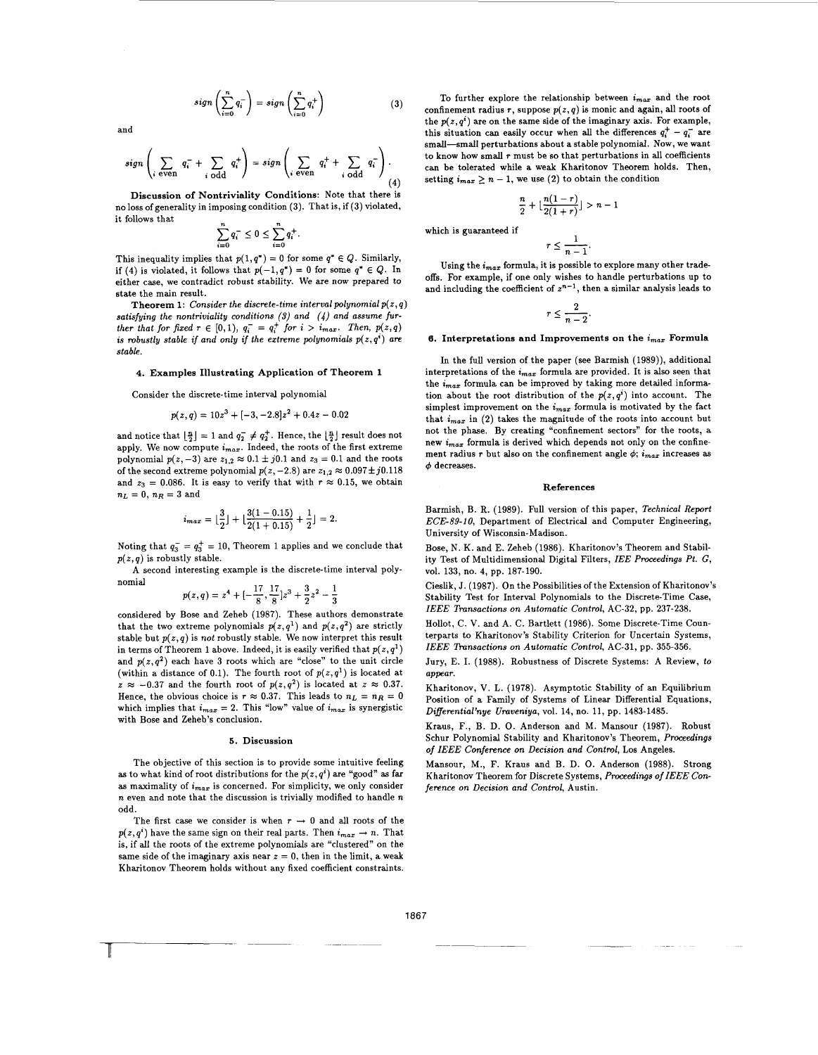$$sign\left(\sum_{i=0}^{n} q_i^-\right) = sign\left(\sum_{i=0}^{n} q_i^+\right) \tag{3}$$

and

$$sign\left(\sum_{i \text{ even}} q_i^- + \sum_{i \text{ odd}} q_i^+\right) = sign\left(\sum_{i \text{ even}} q_i^+ + \sum_{i \text{ odd}} q_i^-\right). \tag{4}$$

**Discussion of Nontriviality Conditions:** Note that there is no loss of generality in imposing condition (3). That is, if (3) violated, it follows that

$$\sum_{i=0}^{n} q_i^- \leq 0 \leq \sum_{i=0}^{n} q_i^+.$$

This inequality implies that $p(1, q^*) = 0$ for some $q^* \in Q$. Similarly, if (4) is violated, it follows that $p(-1, q^*) = 0$ for some $q^* \in Q$. In either case, we contradict robust stability. We are now prepared to state the main result.

**Theorem 1:** *Consider the discrete-time interval polynomial $p(z, q)$ satisfying the nontriviality conditions (3) and (4) and assume further that for fixed $r \in [0, 1)$, $q_i^- = q_i^+$ for $i > i_{max}$. Then, $p(z, q)$ is robustly stable if and only if the extreme polynomials $p(z, q^i)$ are stable.*

## 4. Examples Illustrating Application of Theorem 1

Consider the discrete-time interval polynomial

$$p(z, q) = 10z^3 + [-3, -2.8]z^2 + 0.4z - 0.02$$

and notice that $\lfloor \frac{n}{2} \rfloor = 1$ and $q_2^- \neq q_2^+$. Hence, the $\lfloor \frac{n}{2} \rfloor$ result does not apply. We now compute $i_{max}$. Indeed, the roots of the first extreme polynomial $p(z, -3)$ are $z_{1,2} \approx 0.1 \pm j0.1$ and $z_3 = 0.1$ and the roots of the second extreme polynomial $p(z, -2.8)$ are $z_{1,2} \approx 0.097 \pm j0.118$ and $z_3 = 0.086$. It is easy to verify that with $r \approx 0.15$, we obtain $n_L = 0$, $n_R = 3$ and

$$i_{max} = \lfloor \frac{3}{2} \rfloor + \lfloor \frac{3(1 - 0.15)}{2(1 + 0.15)} + \frac{1}{2} \rfloor = 2.$$

Noting that $q_3^- = q_3^+ = 10$, Theorem 1 applies and we conclude that $p(z, q)$ is robustly stable.

A second interesting example is the discrete-time interval polynomial

$$p(z, q) = z^4 + [-\frac{17}{8}, \frac{17}{8}]z^3 + \frac{3}{2}z^2 - \frac{1}{3}$$

considered by Bose and Zeheb (1987). These authors demonstrate that the two extreme polynomials $p(z, q^1)$ and $p(z, q^2)$ are strictly stable but $p(z, q)$ is *not* robustly stable. We now interpret this result in terms of Theorem 1 above. Indeed, it is easily verified that $p(z, q^1)$ and $p(z, q^2)$ each have 3 roots which are "close" to the unit circle (within a distance of 0.1). The fourth root of $p(z, q^1)$ is located at $z \approx -0.37$ and the fourth root of $p(z, q^2)$ is located at $z \approx 0.37$. Hence, the obvious choice is $r \approx 0.37$. This leads to $n_L = n_R = 0$ which implies that $i_{max} = 2$. This "low" value of $i_{max}$ is synergistic with Bose and Zeheb's conclusion.

## 5. Discussion

The objective of this section is to provide some intuitive feeling as to what kind of root distributions for the $p(z, q^i)$ are "good" as far as maximality of $i_{max}$ is concerned. For simplicity, we only consider $n$ even and note that the discussion is trivially modified to handle $n$ odd.

The first case we consider is when $r \to 0$ and all roots of the $p(z, q^i)$ have the same sign on their real parts. Then $i_{max} \to n$. That is, if all the roots of the extreme polynomials are "clustered" on the same side of the imaginary axis near $z = 0$, then in the limit, a weak Kharitonov Theorem holds without any fixed coefficient constraints.

To further explore the relationship between $i_{max}$ and the root confinement radius $r$, suppose $p(z, q)$ is monic and again, all roots of the $p(z, q^i)$ are on the same side of the imaginary axis. For example, this situation can easily occur when all the differences $q_i^+ - q_i^-$ are small—small perturbations about a stable polynomial. Now, we want to know how small $r$ must be so that perturbations in all coefficients can be tolerated while a weak Kharitonov Theorem holds. Then, setting $i_{max} \geq n - 1$, we use (2) to obtain the condition

$$\frac{n}{2} + \lfloor \frac{n(1 - r)}{2(1 + r)} \rfloor > n - 1$$

which is guaranteed if

$$r \leq \frac{1}{n - 1}.$$

Using the $i_{max}$ formula, it is possible to explore many other tradeoffs. For example, if one only wishes to handle perturbations up to and including the coefficient of $z^{n-1}$, then a similar analysis leads to

$$r \leq \frac{2}{n - 2}.$$

## 6. Interpretations and Improvements on the $i_{max}$ Formula

In the full version of the paper (see Barmish (1989)), additional interpretations of the $i_{max}$ formula are provided. It is also seen that the $i_{max}$ formula can be improved by taking more detailed information about the root distribution of the $p(z, q^i)$ into account. The simplest improvement on the $i_{max}$ formula is motivated by the fact that $i_{max}$ in (2) takes the magnitude of the roots into account but not the phase. By creating "confinement sectors" for the roots, a new $i_{max}$ formula is derived which depends not only on the confinement radius $r$ but also on the confinement angle $\phi$; $i_{max}$ increases as $\phi$ decreases.

## References

Barmish, B. R. (1989). Full version of this paper, *Technical Report ECE-89-10*, Department of Electrical and Computer Engineering, University of Wisconsin-Madison.

Bose, N. K. and E. Zeheb (1986). Kharitonov's Theorem and Stability Test of Multidimensional Digital Filters, *IEE Proceedings Pt. G*, vol. 133, no. 4, pp. 187-190.

Cieslik, J. (1987). On the Possibilities of the Extension of Kharitonov's Stability Test for Interval Polynomials to the Discrete-Time Case, *IEEE Transactions on Automatic Control*, AC-32, pp. 237-238.

Hollot, C. V. and A. C. Bartlett (1986). Some Discrete-Time Counterparts to Kharitonov's Stability Criterion for Uncertain Systems, *IEEE Transactions on Automatic Control*, AC-31, pp. 355-356.

Jury, E. I. (1988). Robustness of Discrete Systems: A Review, *to appear.*

Kharitonov, V. L. (1978). Asymptotic Stability of an Equilibrium Position of a Family of Systems of Linear Differential Equations, *Differential'nye Uravneniya*, vol. 14, no. 11, pp. 1483-1485.

Kraus, F., B. D. O. Anderson and M. Mansour (1987). Robust Schur Polynomial Stability and Kharitonov's Theorem, *Proceedings of IEEE Conference on Decision and Control*, Los Angeles.

Mansour, M., F. Kraus and B. D. O. Anderson (1988). Strong Kharitonov Theorem for Discrete Systems, *Proceedings of IEEE Conference on Decision and Control*, Austin.